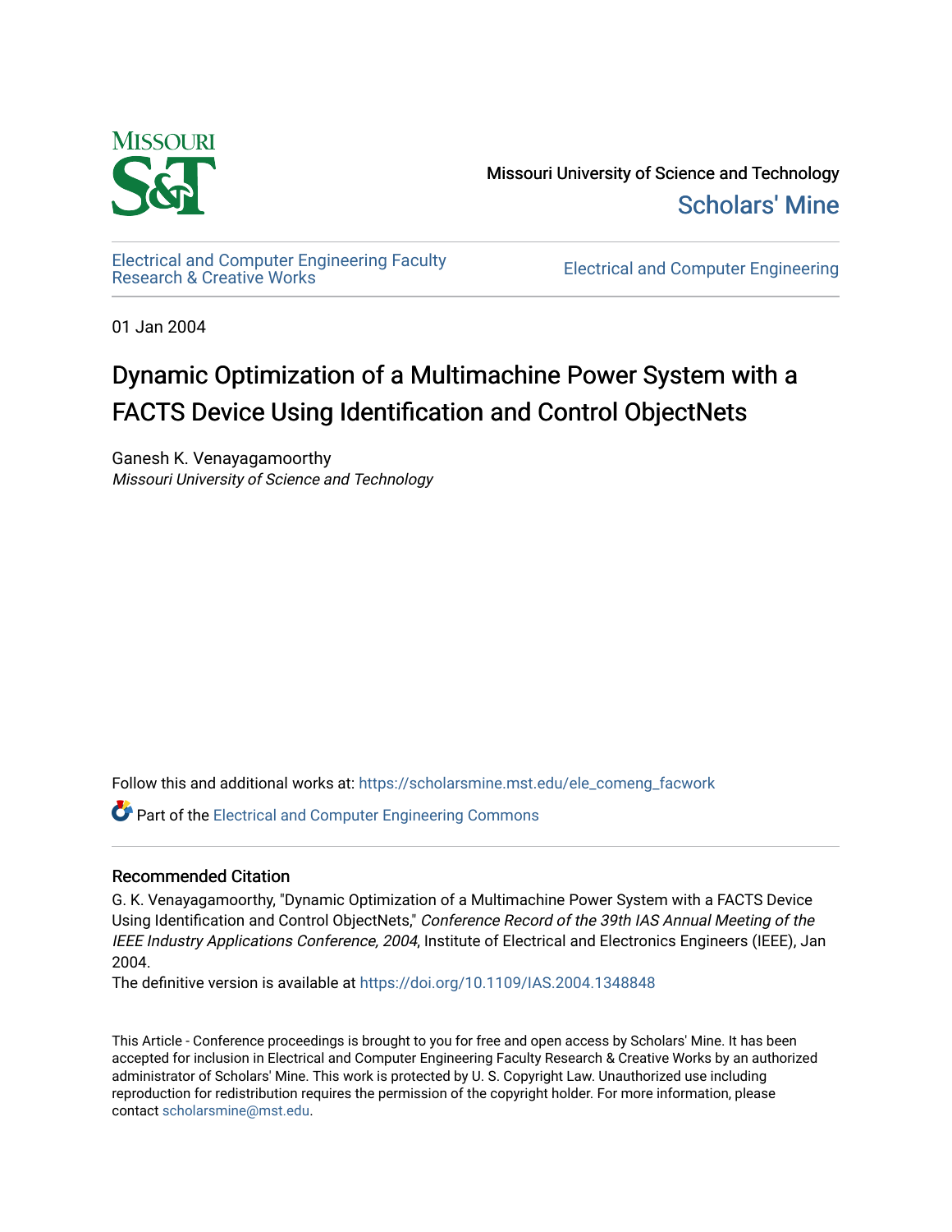Missouri University of Science and Technology

Scholars' Mine

Electrical and Computer Engineering Faculty Research & Creative Works

Electrical and Computer Engineering

01 Jan 2004

# Dynamic Optimization of a Multimachine Power System with a FACTS Device Using Identification and Control ObjectNets

Ganesh K. Venayagamoorthy
*Missouri University of Science and Technology*

Follow this and additional works at: https://scholarsmine.mst.edu/ele_comeng_facwork

Part of the Electrical and Computer Engineering Commons

## Recommended Citation

G. K. Venayagamoorthy, "Dynamic Optimization of a Multimachine Power System with a FACTS Device Using Identification and Control ObjectNets," *Conference Record of the 39th IAS Annual Meeting of the IEEE Industry Applications Conference, 2004*, Institute of Electrical and Electronics Engineers (IEEE), Jan 2004.

The definitive version is available at https://doi.org/10.1109/IAS.2004.1348848

This Article - Conference proceedings is brought to you for free and open access by Scholars' Mine. It has been accepted for inclusion in Electrical and Computer Engineering Faculty Research & Creative Works by an authorized administrator of Scholars' Mine. This work is protected by U. S. Copyright Law. Unauthorized use including reproduction for redistribution requires the permission of the copyright holder. For more information, please contact scholarsmine@mst.edu.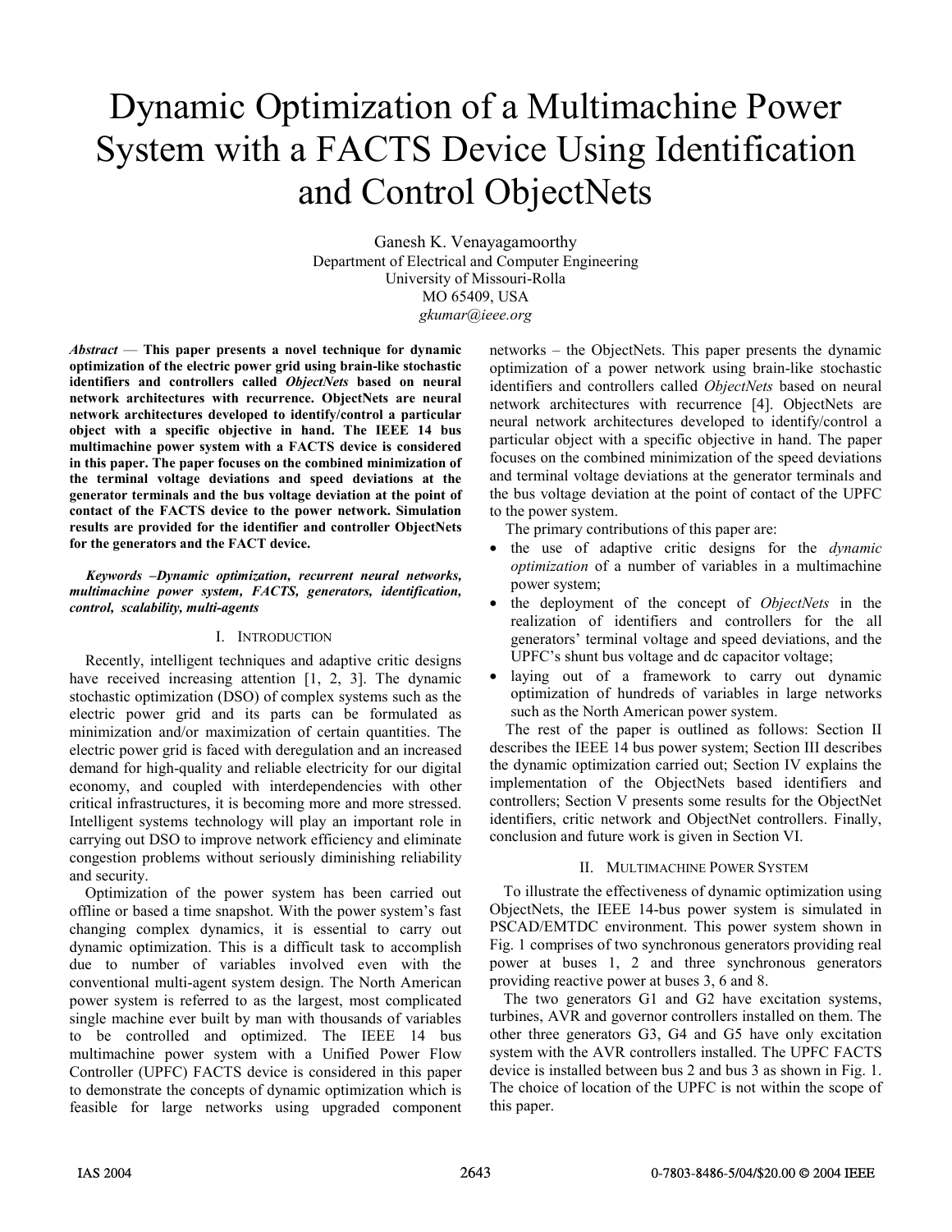# Dynamic Optimization of a Multimachine Power System with a FACTS Device Using Identification and Control ObjectNets

Ganesh K. Venayagamoorthy
Department of Electrical and Computer Engineering
University of Missouri-Rolla
MO 65409, USA
*gkumar@ieee.org*

***Abstract*** — **This paper presents a novel technique for dynamic optimization of the electric power grid using brain-like stochastic identifiers and controllers called *ObjectNets* based on neural network architectures with recurrence. ObjectNets are neural network architectures developed to identify/control a particular object with a specific objective in hand. The IEEE 14 bus multimachine power system with a FACTS device is considered in this paper. The paper focuses on the combined minimization of the terminal voltage deviations and speed deviations at the generator terminals and the bus voltage deviation at the point of contact of the FACTS device to the power network. Simulation results are provided for the identifier and controller ObjectNets for the generators and the FACT device.**

***Keywords –Dynamic optimization, recurrent neural networks, multimachine power system, FACTS, generators, identification, control, scalability, multi-agents***

## I. Introduction

Recently, intelligent techniques and adaptive critic designs have received increasing attention [1, 2, 3]. The dynamic stochastic optimization (DSO) of complex systems such as the electric power grid and its parts can be formulated as minimization and/or maximization of certain quantities. The electric power grid is faced with deregulation and an increased demand for high-quality and reliable electricity for our digital economy, and coupled with interdependencies with other critical infrastructures, it is becoming more and more stressed. Intelligent systems technology will play an important role in carrying out DSO to improve network efficiency and eliminate congestion problems without seriously diminishing reliability and security.

Optimization of the power system has been carried out offline or based a time snapshot. With the power system's fast changing complex dynamics, it is essential to carry out dynamic optimization. This is a difficult task to accomplish due to number of variables involved even with the conventional multi-agent system design. The North American power system is referred to as the largest, most complicated single machine ever built by man with thousands of variables to be controlled and optimized. The IEEE 14 bus multimachine power system with a Unified Power Flow Controller (UPFC) FACTS device is considered in this paper to demonstrate the concepts of dynamic optimization which is feasible for large networks using upgraded component networks – the ObjectNets. This paper presents the dynamic optimization of a power network using brain-like stochastic identifiers and controllers called *ObjectNets* based on neural network architectures with recurrence [4]. ObjectNets are neural network architectures developed to identify/control a particular object with a specific objective in hand. The paper focuses on the combined minimization of the speed deviations and terminal voltage deviations at the generator terminals and the bus voltage deviation at the point of contact of the UPFC to the power system.

The primary contributions of this paper are:

- the use of adaptive critic designs for the *dynamic optimization* of a number of variables in a multimachine power system;
- the deployment of the concept of *ObjectNets* in the realization of identifiers and controllers for the all generators' terminal voltage and speed deviations, and the UPFC's shunt bus voltage and dc capacitor voltage;
- laying out of a framework to carry out dynamic optimization of hundreds of variables in large networks such as the North American power system.

The rest of the paper is outlined as follows: Section II describes the IEEE 14 bus power system; Section III describes the dynamic optimization carried out; Section IV explains the implementation of the ObjectNets based identifiers and controllers; Section V presents some results for the ObjectNet identifiers, critic network and ObjectNet controllers. Finally, conclusion and future work is given in Section VI.

## II. Multimachine Power System

To illustrate the effectiveness of dynamic optimization using ObjectNets, the IEEE 14-bus power system is simulated in PSCAD/EMTDC environment. This power system shown in Fig. 1 comprises of two synchronous generators providing real power at buses 1, 2 and three synchronous generators providing reactive power at buses 3, 6 and 8.

The two generators G1 and G2 have excitation systems, turbines, AVR and governor controllers installed on them. The other three generators G3, G4 and G5 have only excitation system with the AVR controllers installed. The UPFC FACTS device is installed between bus 2 and bus 3 as shown in Fig. 1. The choice of location of the UPFC is not within the scope of this paper.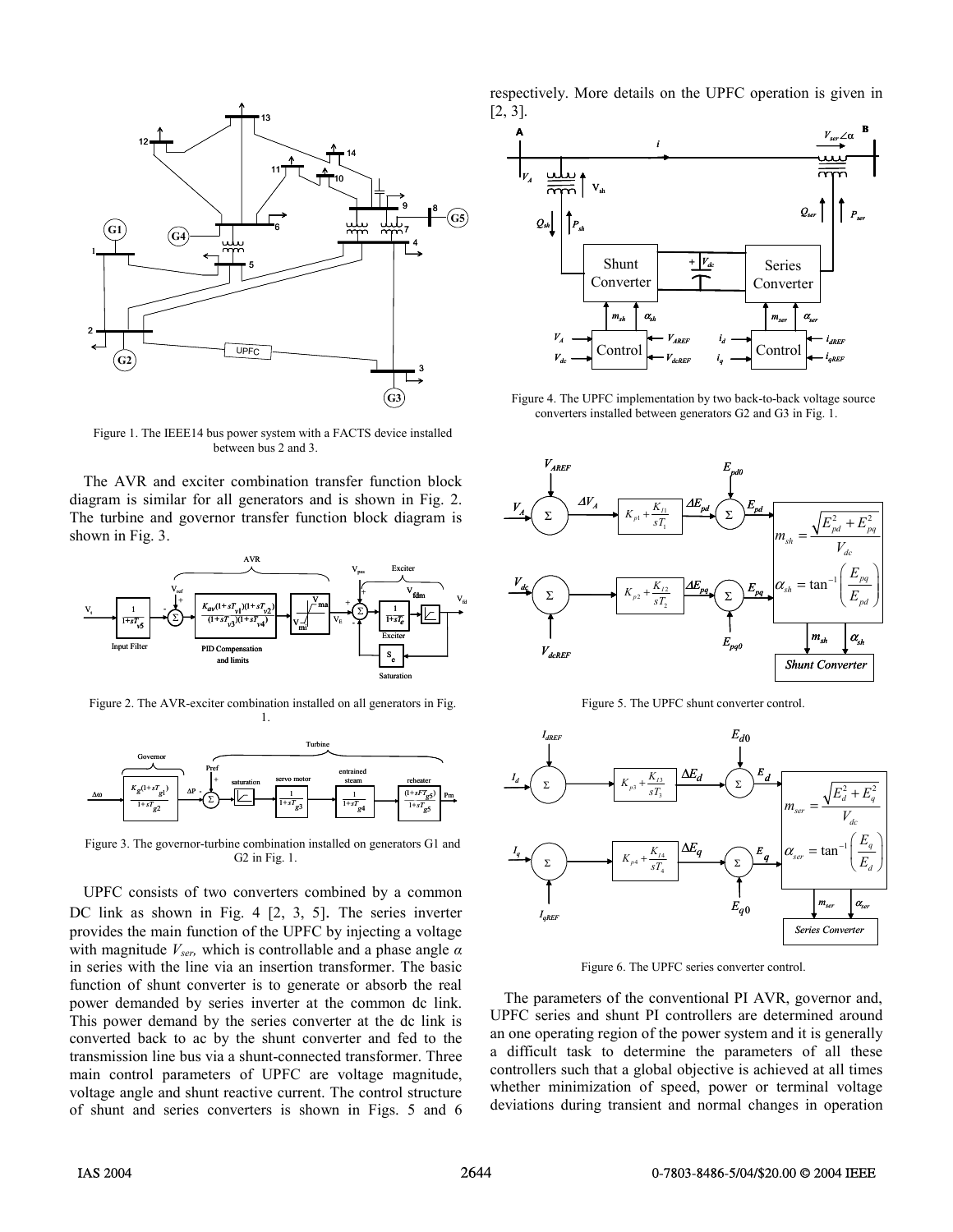Figure 1. The IEEE14 bus power system with a FACTS device installed between bus 2 and 3.

The AVR and exciter combination transfer function block diagram is similar for all generators and is shown in Fig. 2. The turbine and governor transfer function block diagram is shown in Fig. 3.

Figure 2. The AVR-exciter combination installed on all generators in Fig. 1.

Figure 3. The governor-turbine combination installed on generators G1 and G2 in Fig. 1.

UPFC consists of two converters combined by a common DC link as shown in Fig. 4 [2, 3, 5]. The series inverter provides the main function of the UPFC by injecting a voltage with magnitude $V_{ser}$, which is controllable and a phase angle $\alpha$ in series with the line via an insertion transformer. The basic function of shunt converter is to generate or absorb the real power demanded by series inverter at the common dc link. This power demand by the series converter at the dc link is converted back to ac by the shunt converter and fed to the transmission line bus via a shunt-connected transformer. Three main control parameters of UPFC are voltage magnitude, voltage angle and shunt reactive current. The control structure of shunt and series converters is shown in Figs. 5 and 6 respectively. More details on the UPFC operation is given in [2, 3].

Figure 4. The UPFC implementation by two back-to-back voltage source converters installed between generators G2 and G3 in Fig. 1.

Figure 5. The UPFC shunt converter control.

Figure 6. The UPFC series converter control.

The parameters of the conventional PI AVR, governor and, UPFC series and shunt PI controllers are determined around an one operating region of the power system and it is generally a difficult task to determine the parameters of all these controllers such that a global objective is achieved at all times whether minimization of speed, power or terminal voltage deviations during transient and normal changes in operation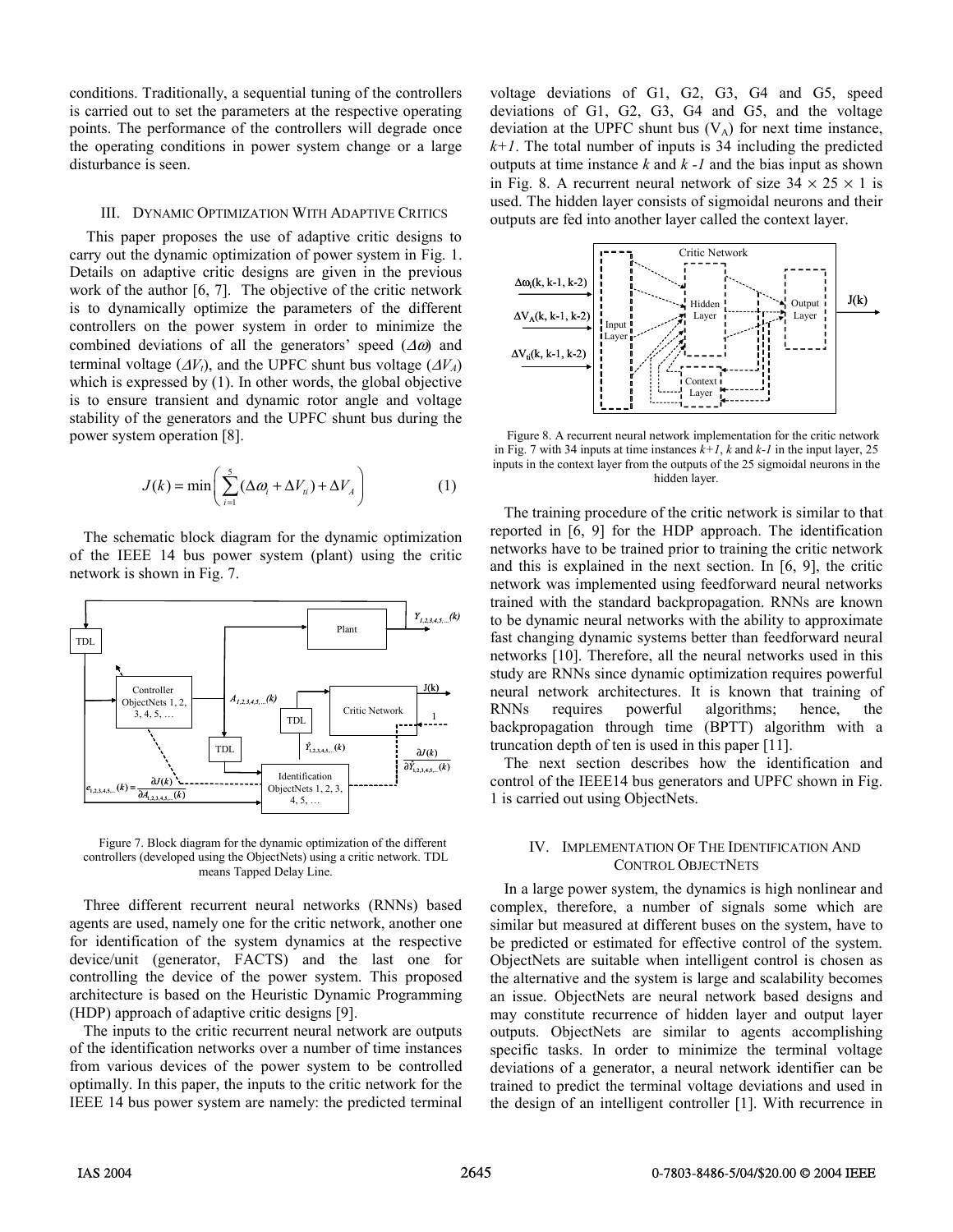conditions. Traditionally, a sequential tuning of the controllers is carried out to set the parameters at the respective operating points. The performance of the controllers will degrade once the operating conditions in power system change or a large disturbance is seen.

## III. Dynamic Optimization With Adaptive Critics

This paper proposes the use of adaptive critic designs to carry out the dynamic optimization of power system in Fig. 1. Details on adaptive critic designs are given in the previous work of the author [6, 7]. The objective of the critic network is to dynamically optimize the parameters of the different controllers on the power system in order to minimize the combined deviations of all the generators' speed ($\Delta\omega$) and terminal voltage ($\Delta V_t$), and the UPFC shunt bus voltage ($\Delta V_A$) which is expressed by (1). In other words, the global objective is to ensure transient and dynamic rotor angle and voltage stability of the generators and the UPFC shunt bus during the power system operation [8].

$$J(k) = \min\left(\sum_{i=1}^{5}(\Delta\omega_i + \Delta V_{ti}) + \Delta V_A\right) \qquad (1)$$

The schematic block diagram for the dynamic optimization of the IEEE 14 bus power system (plant) using the critic network is shown in Fig. 7.

Figure 7. Block diagram for the dynamic optimization of the different controllers (developed using the ObjectNets) using a critic network. TDL means Tapped Delay Line.

Three different recurrent neural networks (RNNs) based agents are used, namely one for the critic network, another one for identification of the system dynamics at the respective device/unit (generator, FACTS) and the last one for controlling the device of the power system. This proposed architecture is based on the Heuristic Dynamic Programming (HDP) approach of adaptive critic designs [9].

The inputs to the critic recurrent neural network are outputs of the identification networks over a number of time instances from various devices of the power system to be controlled optimally. In this paper, the inputs to the critic network for the IEEE 14 bus power system are namely: the predicted terminal voltage deviations of G1, G2, G3, G4 and G5, speed deviations of G1, G2, G3, G4 and G5, and the voltage deviation at the UPFC shunt bus ($V_A$) for next time instance, $k+1$. The total number of inputs is 34 including the predicted outputs at time instance $k$ and $k-1$ and the bias input as shown in Fig. 8. A recurrent neural network of size $34 \times 25 \times 1$ is used. The hidden layer consists of sigmoidal neurons and their outputs are fed into another layer called the context layer.

Figure 8. A recurrent neural network implementation for the critic network in Fig. 7 with 34 inputs at time instances $k+1$, $k$ and $k-1$ in the input layer, 25 inputs in the context layer from the outputs of the 25 sigmoidal neurons in the hidden layer.

The training procedure of the critic network is similar to that reported in [6, 9] for the HDP approach. The identification networks have to be trained prior to training the critic network and this is explained in the next section. In [6, 9], the critic network was implemented using feedforward neural networks trained with the standard backpropagation. RNNs are known to be dynamic neural networks with the ability to approximate fast changing dynamic systems better than feedforward neural networks [10]. Therefore, all the neural networks used in this study are RNNs since dynamic optimization requires powerful neural network architectures. It is known that training of RNNs requires powerful algorithms; hence, the backpropagation through time (BPTT) algorithm with a truncation depth of ten is used in this paper [11].

The next section describes how the identification and control of the IEEE14 bus generators and UPFC shown in Fig. 1 is carried out using ObjectNets.

## IV. Implementation Of The Identification And Control ObjectNets

In a large power system, the dynamics is high nonlinear and complex, therefore, a number of signals some which are similar but measured at different buses on the system, have to be predicted or estimated for effective control of the system. ObjectNets are suitable when intelligent control is chosen as the alternative and the system is large and scalability becomes an issue. ObjectNets are neural network based designs and may constitute recurrence of hidden layer and output layer outputs. ObjectNets are similar to agents accomplishing specific tasks. In order to minimize the terminal voltage deviations of a generator, a neural network identifier can be trained to predict the terminal voltage deviations and used in the design of an intelligent controller [1]. With recurrence in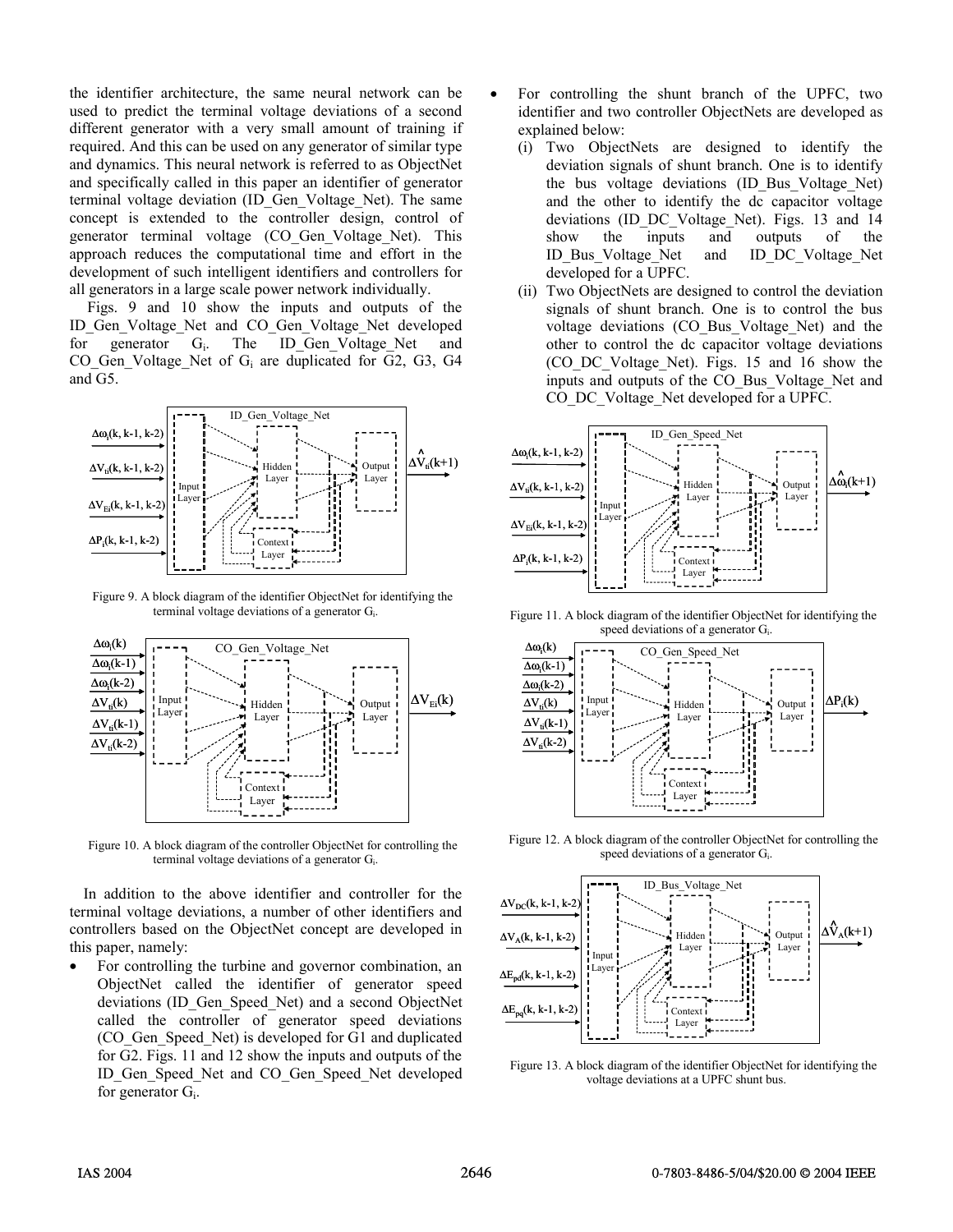the identifier architecture, the same neural network can be used to predict the terminal voltage deviations of a second different generator with a very small amount of training if required. And this can be used on any generator of similar type and dynamics. This neural network is referred to as ObjectNet and specifically called in this paper an identifier of generator terminal voltage deviation (ID_Gen_Voltage_Net). The same concept is extended to the controller design, control of generator terminal voltage (CO_Gen_Voltage_Net). This approach reduces the computational time and effort in the development of such intelligent identifiers and controllers for all generators in a large scale power network individually.

Figs. 9 and 10 show the inputs and outputs of the ID_Gen_Voltage_Net and CO_Gen_Voltage_Net developed for generator $G_i$. The ID_Gen_Voltage_Net and CO_Gen_Voltage_Net of $G_i$ are duplicated for G2, G3, G4 and G5.

Figure 9. A block diagram of the identifier ObjectNet for identifying the terminal voltage deviations of a generator $G_i$.

Figure 10. A block diagram of the controller ObjectNet for controlling the terminal voltage deviations of a generator $G_i$.

In addition to the above identifier and controller for the terminal voltage deviations, a number of other identifiers and controllers based on the ObjectNet concept are developed in this paper, namely:

- For controlling the turbine and governor combination, an ObjectNet called the identifier of generator speed deviations (ID_Gen_Speed_Net) and a second ObjectNet called the controller of generator speed deviations (CO_Gen_Speed_Net) is developed for G1 and duplicated for G2. Figs. 11 and 12 show the inputs and outputs of the ID_Gen_Speed_Net and CO_Gen_Speed_Net developed for generator $G_i$.
- For controlling the shunt branch of the UPFC, two identifier and two controller ObjectNets are developed as explained below:
  - (i) Two ObjectNets are designed to identify the deviation signals of shunt branch. One is to identify the bus voltage deviations (ID_Bus_Voltage_Net) and the other to identify the dc capacitor voltage deviations (ID_DC_Voltage_Net). Figs. 13 and 14 show the inputs and outputs of the ID_Bus_Voltage_Net and ID_DC_Voltage_Net developed for a UPFC.
  - (ii) Two ObjectNets are designed to control the deviation signals of shunt branch. One is to control the bus voltage deviations (CO_Bus_Voltage_Net) and the other to control the dc capacitor voltage deviations (CO_DC_Voltage_Net). Figs. 15 and 16 show the inputs and outputs of the CO_Bus_Voltage_Net and CO_DC_Voltage_Net developed for a UPFC.

Figure 11. A block diagram of the identifier ObjectNet for identifying the speed deviations of a generator $G_i$.

Figure 12. A block diagram of the controller ObjectNet for controlling the speed deviations of a generator $G_i$.

Figure 13. A block diagram of the identifier ObjectNet for identifying the voltage deviations at a UPFC shunt bus.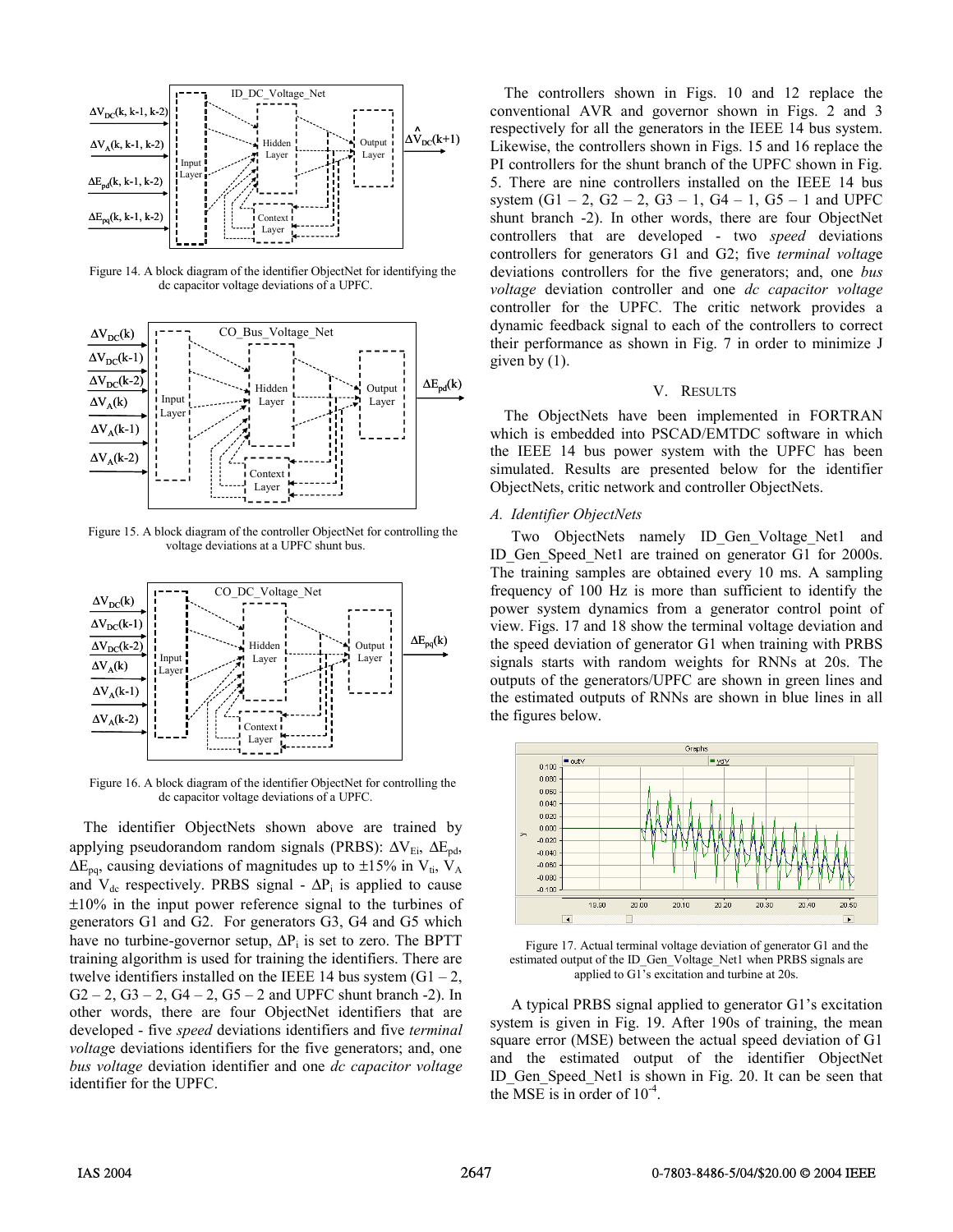Figure 14. A block diagram of the identifier ObjectNet for identifying the dc capacitor voltage deviations of a UPFC.

Figure 15. A block diagram of the controller ObjectNet for controlling the voltage deviations at a UPFC shunt bus.

Figure 16. A block diagram of the identifier ObjectNet for controlling the dc capacitor voltage deviations of a UPFC.

The identifier ObjectNets shown above are trained by applying pseudorandom random signals (PRBS): $\Delta V_{Ei}$, $\Delta E_{pd}$, $\Delta E_{pq}$, causing deviations of magnitudes up to ±15% in $V_{ti}$, $V_A$ and $V_{dc}$ respectively. PRBS signal - $\Delta P_i$ is applied to cause ±10% in the input power reference signal to the turbines of generators G1 and G2. For generators G3, G4 and G5 which have no turbine-governor setup, $\Delta P_i$ is set to zero. The BPTT training algorithm is used for training the identifiers. There are twelve identifiers installed on the IEEE 14 bus system (G1 – 2, G2 – 2, G3 – 2, G4 – 2, G5 – 2 and UPFC shunt branch -2). In other words, there are four ObjectNet identifiers that are developed - five *speed* deviations identifiers and five *terminal voltag*e deviations identifiers for the five generators; and, one *bus voltage* deviation identifier and one *dc capacitor voltage* identifier for the UPFC.

The controllers shown in Figs. 10 and 12 replace the conventional AVR and governor shown in Figs. 2 and 3 respectively for all the generators in the IEEE 14 bus system. Likewise, the controllers shown in Figs. 15 and 16 replace the PI controllers for the shunt branch of the UPFC shown in Fig. 5. There are nine controllers installed on the IEEE 14 bus system (G1 – 2, G2 – 2, G3 – 1, G4 – 1, G5 – 1 and UPFC shunt branch -2). In other words, there are four ObjectNet controllers that are developed - two *speed* deviations controllers for generators G1 and G2; five *terminal voltag*e deviations controllers for the five generators; and, one *bus voltage* deviation controller and one *dc capacitor voltage* controller for the UPFC. The critic network provides a dynamic feedback signal to each of the controllers to correct their performance as shown in Fig. 7 in order to minimize J given by (1).

## V. RESULTS

The ObjectNets have been implemented in FORTRAN which is embedded into PSCAD/EMTDC software in which the IEEE 14 bus power system with the UPFC has been simulated. Results are presented below for the identifier ObjectNets, critic network and controller ObjectNets.

### A. Identifier ObjectNets

Two ObjectNets namely ID_Gen_Voltage_Net1 and ID_Gen_Speed_Net1 are trained on generator G1 for 2000s. The training samples are obtained every 10 ms. A sampling frequency of 100 Hz is more than sufficient to identify the power system dynamics from a generator control point of view. Figs. 17 and 18 show the terminal voltage deviation and the speed deviation of generator G1 when training with PRBS signals starts with random weights for RNNs at 20s. The outputs of the generators/UPFC are shown in green lines and the estimated outputs of RNNs are shown in blue lines in all the figures below.

Figure 17. Actual terminal voltage deviation of generator G1 and the estimated output of the ID_Gen_Voltage_Net1 when PRBS signals are applied to G1's excitation and turbine at 20s.

A typical PRBS signal applied to generator G1's excitation system is given in Fig. 19. After 190s of training, the mean square error (MSE) between the actual speed deviation of G1 and the estimated output of the identifier ObjectNet ID_Gen_Speed_Net1 is shown in Fig. 20. It can be seen that the MSE is in order of $10^{-4}$.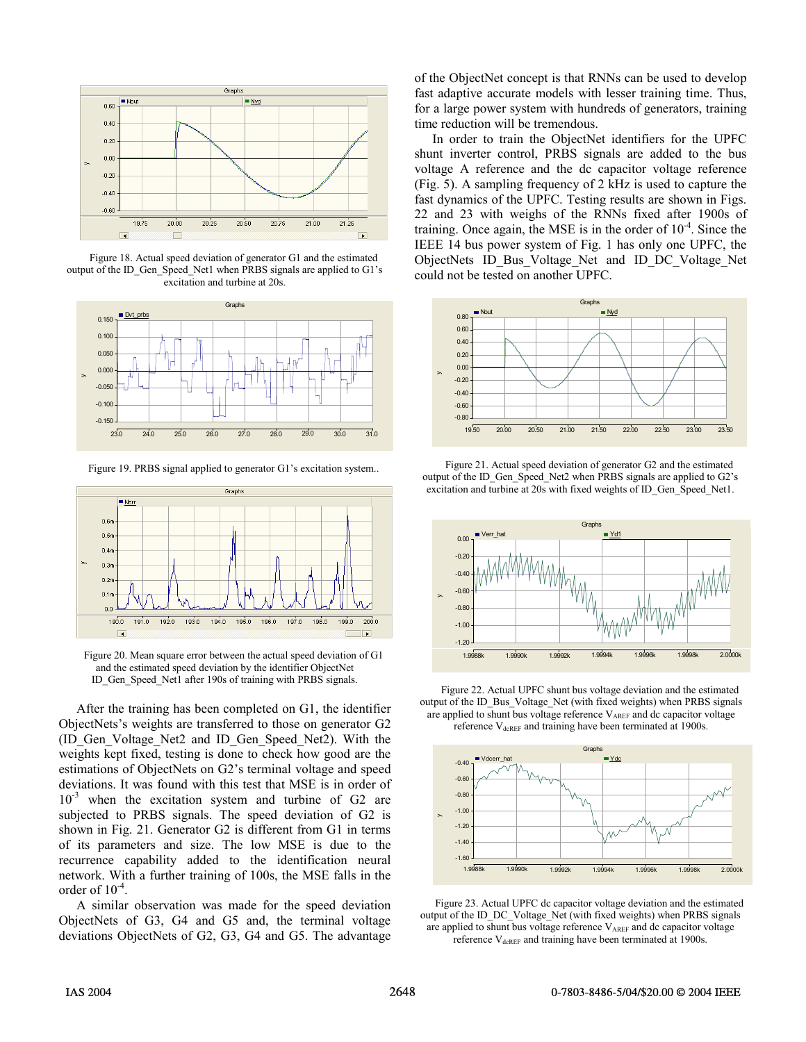Figure 18. Actual speed deviation of generator G1 and the estimated output of the ID_Gen_Speed_Net1 when PRBS signals are applied to G1's excitation and turbine at 20s.

Figure 19. PRBS signal applied to generator G1's excitation system..

Figure 20. Mean square error between the actual speed deviation of G1 and the estimated speed deviation by the identifier ObjectNet ID_Gen_Speed_Net1 after 190s of training with PRBS signals.

After the training has been completed on G1, the identifier ObjectNets's weights are transferred to those on generator G2 (ID_Gen_Voltage_Net2 and ID_Gen_Speed_Net2). With the weights kept fixed, testing is done to check how good are the estimations of ObjectNets on G2's terminal voltage and speed deviations. It was found with this test that MSE is in order of $10^{-3}$ when the excitation system and turbine of G2 are subjected to PRBS signals. The speed deviation of G2 is shown in Fig. 21. Generator G2 is different from G1 in terms of its parameters and size. The low MSE is due to the recurrence capability added to the identification neural network. With a further training of 100s, the MSE falls in the order of $10^{-4}$.

A similar observation was made for the speed deviation ObjectNets of G3, G4 and G5 and, the terminal voltage deviations ObjectNets of G2, G3, G4 and G5. The advantage of the ObjectNet concept is that RNNs can be used to develop fast adaptive accurate models with lesser training time. Thus, for a large power system with hundreds of generators, training time reduction will be tremendous.

In order to train the ObjectNet identifiers for the UPFC shunt inverter control, PRBS signals are added to the bus voltage A reference and the dc capacitor voltage reference (Fig. 5). A sampling frequency of 2 kHz is used to capture the fast dynamics of the UPFC. Testing results are shown in Figs. 22 and 23 with weighs of the RNNs fixed after 1900s of training. Once again, the MSE is in the order of $10^{-4}$. Since the IEEE 14 bus power system of Fig. 1 has only one UPFC, the ObjectNets ID_Bus_Voltage_Net and ID_DC_Voltage_Net could not be tested on another UPFC.

Figure 21. Actual speed deviation of generator G2 and the estimated output of the ID_Gen_Speed_Net2 when PRBS signals are applied to G2's excitation and turbine at 20s with fixed weights of ID_Gen_Speed_Net1.

Figure 22. Actual UPFC shunt bus voltage deviation and the estimated output of the ID_Bus_Voltage_Net (with fixed weights) when PRBS signals are applied to shunt bus voltage reference $V_{AREF}$ and dc capacitor voltage reference $V_{dcREF}$ and training have been terminated at 1900s.

Figure 23. Actual UPFC dc capacitor voltage deviation and the estimated output of the ID_DC_Voltage_Net (with fixed weights) when PRBS signals are applied to shunt bus voltage reference $V_{AREF}$ and dc capacitor voltage reference $V_{dcREF}$ and training have been terminated at 1900s.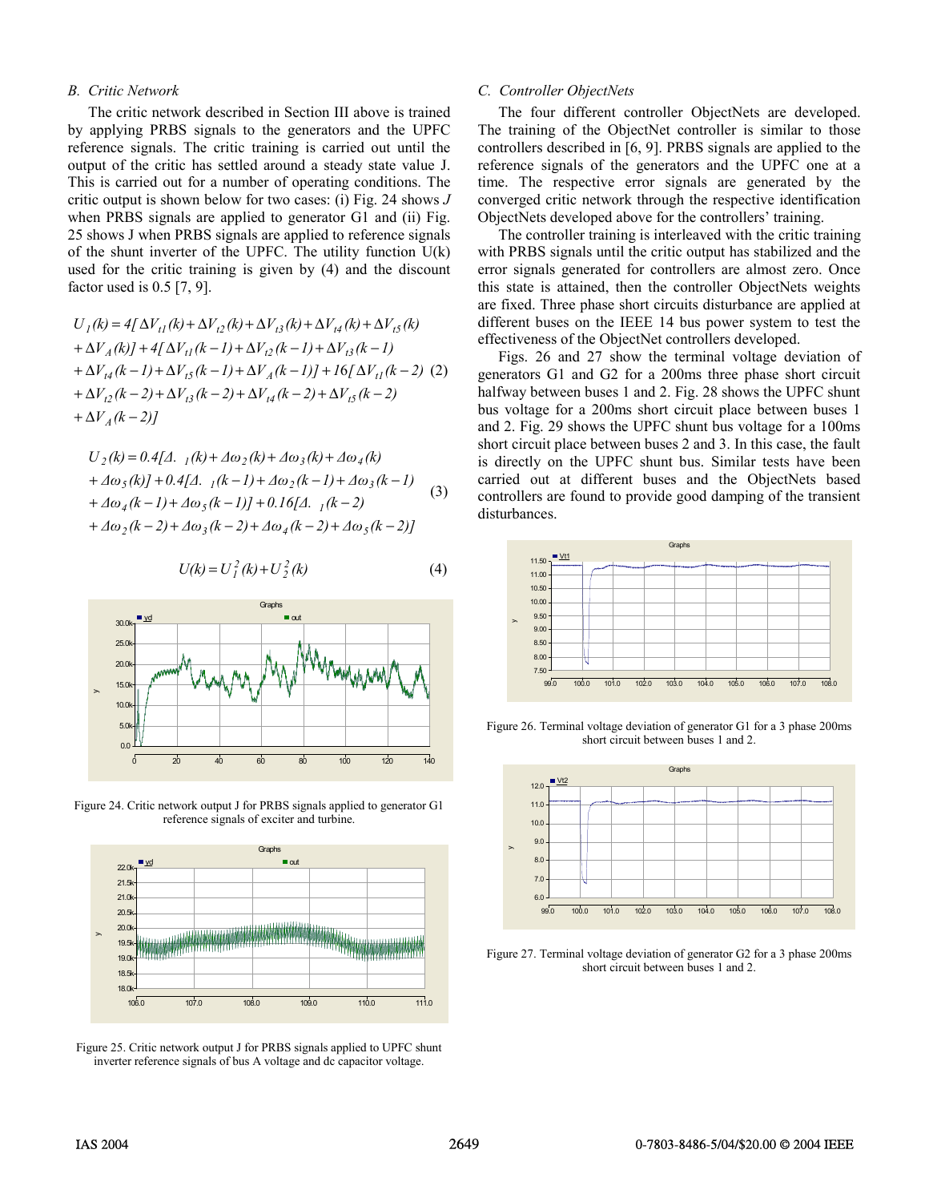### B. Critic Network

The critic network described in Section III above is trained by applying PRBS signals to the generators and the UPFC reference signals. The critic training is carried out until the output of the critic has settled around a steady state value J. This is carried out for a number of operating conditions. The critic output is shown below for two cases: (i) Fig. 24 shows *J* when PRBS signals are applied to generator G1 and (ii) Fig. 25 shows J when PRBS signals are applied to reference signals of the shunt inverter of the UPFC. The utility function U(k) used for the critic training is given by (4) and the discount factor used is 0.5 [7, 9].

$$
\begin{aligned}
U_1(k) &= 4[\Delta V_{t1}(k) + \Delta V_{t2}(k) + \Delta V_{t3}(k) + \Delta V_{t4}(k) + \Delta V_{t5}(k) \\
&+ \Delta V_A(k)] + 4[\Delta V_{t1}(k-1) + \Delta V_{t2}(k-1) + \Delta V_{t3}(k-1) \\
&+ \Delta V_{t4}(k-1) + \Delta V_{t5}(k-1) + \Delta V_A(k-1)] + 16[\Delta V_{t1}(k-2) \\
&+ \Delta V_{t2}(k-2) + \Delta V_{t3}(k-2) + \Delta V_{t4}(k-2) + \Delta V_{t5}(k-2) \\
&+ \Delta V_A(k-2)]
\end{aligned}
\tag{2}
$$

$$
\begin{aligned}
U_2(k) &= 0.4[\Delta\omega_1(k) + \Delta\omega_2(k) + \Delta\omega_3(k) + \Delta\omega_4(k) \\
&+ \Delta\omega_5(k)] + 0.4[\Delta\omega_1(k-1) + \Delta\omega_2(k-1) + \Delta\omega_3(k-1) \\
&+ \Delta\omega_4(k-1) + \Delta\omega_5(k-1)] + 0.16[\Delta\omega_1(k-2) \\
&+ \Delta\omega_2(k-2) + \Delta\omega_3(k-2) + \Delta\omega_4(k-2) + \Delta\omega_5(k-2)]
\end{aligned}
\tag{3}
$$

$$
U(k) = U_1^2(k) + U_2^2(k) \tag{4}
$$

Figure 24. Critic network output J for PRBS signals applied to generator G1 reference signals of exciter and turbine.

Figure 25. Critic network output J for PRBS signals applied to UPFC shunt inverter reference signals of bus A voltage and dc capacitor voltage.

### C. Controller ObjectNets

The four different controller ObjectNets are developed. The training of the ObjectNet controller is similar to those controllers described in [6, 9]. PRBS signals are applied to the reference signals of the generators and the UPFC one at a time. The respective error signals are generated by the converged critic network through the respective identification ObjectNets developed above for the controllers' training.

The controller training is interleaved with the critic training with PRBS signals until the critic output has stabilized and the error signals generated for controllers are almost zero. Once this state is attained, then the controller ObjectNets weights are fixed. Three phase short circuits disturbance are applied at different buses on the IEEE 14 bus power system to test the effectiveness of the ObjectNet controllers developed.

Figs. 26 and 27 show the terminal voltage deviation of generators G1 and G2 for a 200ms three phase short circuit halfway between buses 1 and 2. Fig. 28 shows the UPFC shunt bus voltage for a 200ms short circuit place between buses 1 and 2. Fig. 29 shows the UPFC shunt bus voltage for a 100ms short circuit place between buses 2 and 3. In this case, the fault is directly on the UPFC shunt bus. Similar tests have been carried out at different buses and the ObjectNets based controllers are found to provide good damping of the transient disturbances.

Figure 26. Terminal voltage deviation of generator G1 for a 3 phase 200ms short circuit between buses 1 and 2.

Figure 27. Terminal voltage deviation of generator G2 for a 3 phase 200ms short circuit between buses 1 and 2.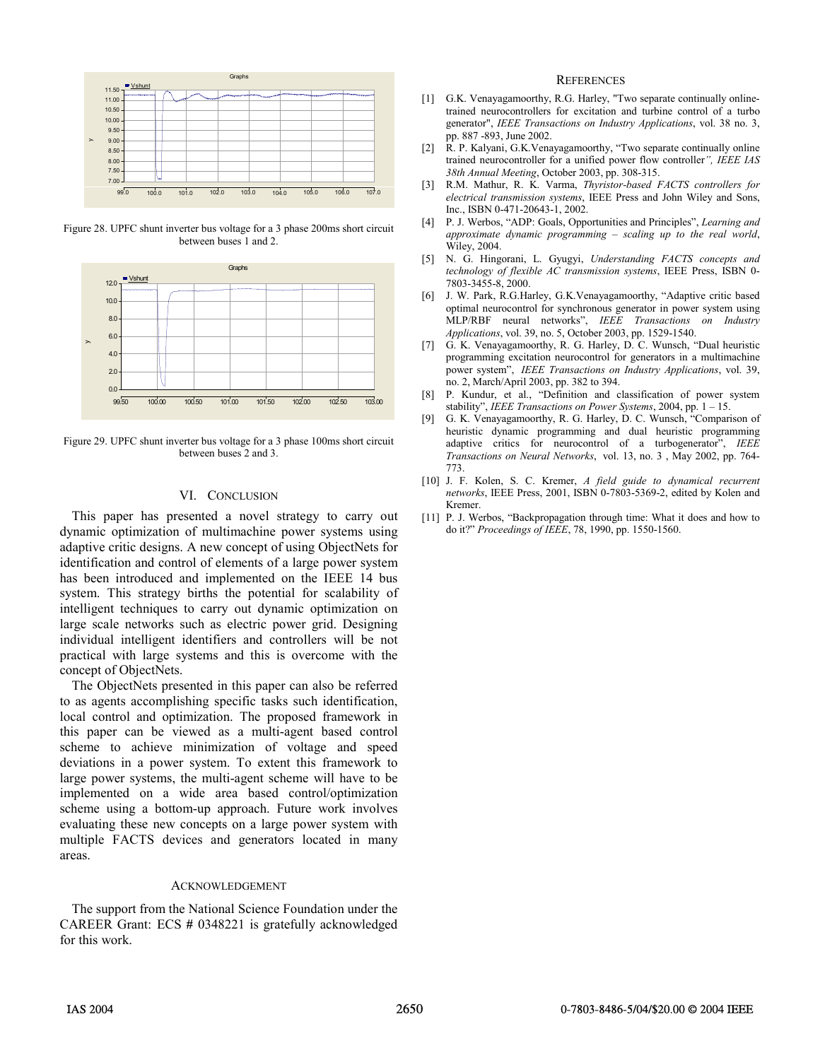Graphs

Vshunt

11.50
11.00
10.50
10.00
9.50
9.00
8.50
8.00
7.50
7.00

y

99.0 100.0 101.0 102.0 103.0 104.0 105.0 106.0 107.0

Figure 28. UPFC shunt inverter bus voltage for a 3 phase 200ms short circuit between buses 1 and 2.

Graphs

Vshunt

12.0
10.0
8.0
6.0
4.0
2.0
0.0

y

99.50 100.00 100.50 101.00 101.50 102.00 102.50 103.00

Figure 29. UPFC shunt inverter bus voltage for a 3 phase 100ms short circuit between buses 2 and 3.

## VI. Conclusion

This paper has presented a novel strategy to carry out dynamic optimization of multimachine power systems using adaptive critic designs. A new concept of using ObjectNets for identification and control of elements of a large power system has been introduced and implemented on the IEEE 14 bus system. This strategy births the potential for scalability of intelligent techniques to carry out dynamic optimization on large scale networks such as electric power grid. Designing individual intelligent identifiers and controllers will be not practical with large systems and this is overcome with the concept of ObjectNets.

The ObjectNets presented in this paper can also be referred to as agents accomplishing specific tasks such identification, local control and optimization. The proposed framework in this paper can be viewed as a multi-agent based control scheme to achieve minimization of voltage and speed deviations in a power system. To extent this framework to large power systems, the multi-agent scheme will have to be implemented on a wide area based control/optimization scheme using a bottom-up approach. Future work involves evaluating these new concepts on a large power system with multiple FACTS devices and generators located in many areas.

## Acknowledgement

The support from the National Science Foundation under the CAREER Grant: ECS # 0348221 is gratefully acknowledged for this work.

## References

[1] G.K. Venayagamoorthy, R.G. Harley, "Two separate continually online-trained neurocontrollers for excitation and turbine control of a turbo generator", *IEEE Transactions on Industry Applications*, vol. 38 no. 3, pp. 887 -893, June 2002.

[2] R. P. Kalyani, G.K.Venayagamoorthy, "Two separate continually online trained neurocontroller for a unified power flow controller*", IEEE IAS 38th Annual Meeting*, October 2003, pp. 308-315.

[3] R.M. Mathur, R. K. Varma, *Thyristor-based FACTS controllers for electrical transmission systems*, IEEE Press and John Wiley and Sons, Inc., ISBN 0-471-20643-1, 2002.

[4] P. J. Werbos, "ADP: Goals, Opportunities and Principles", *Learning and approximate dynamic programming – scaling up to the real world*, Wiley, 2004.

[5] N. G. Hingorani, L. Gyugyi, *Understanding FACTS concepts and technology of flexible AC transmission systems*, IEEE Press, ISBN 0-7803-3455-8, 2000.

[6] J. W. Park, R.G.Harley, G.K.Venayagamoorthy, "Adaptive critic based optimal neurocontrol for synchronous generator in power system using MLP/RBF neural networks", *IEEE Transactions on Industry Applications*, vol. 39, no. 5, October 2003, pp. 1529-1540.

[7] G. K. Venayagamoorthy, R. G. Harley, D. C. Wunsch, "Dual heuristic programming excitation neurocontrol for generators in a multimachine power system", *IEEE Transactions on Industry Applications*, vol. 39, no. 2, March/April 2003, pp. 382 to 394.

[8] P. Kundur, et al., "Definition and classification of power system stability", *IEEE Transactions on Power Systems*, 2004, pp. 1 – 15.

[9] G. K. Venayagamoorthy, R. G. Harley, D. C. Wunsch, "Comparison of heuristic dynamic programming and dual heuristic programming adaptive critics for neurocontrol of a turbogenerator", *IEEE Transactions on Neural Networks*, vol. 13, no. 3 , May 2002, pp. 764-773.

[10] J. F. Kolen, S. C. Kremer, *A field guide to dynamical recurrent networks*, IEEE Press, 2001, ISBN 0-7803-5369-2, edited by Kolen and Kremer.

[11] P. J. Werbos, "Backpropagation through time: What it does and how to do it?" *Proceedings of IEEE*, 78, 1990, pp. 1550-1560.